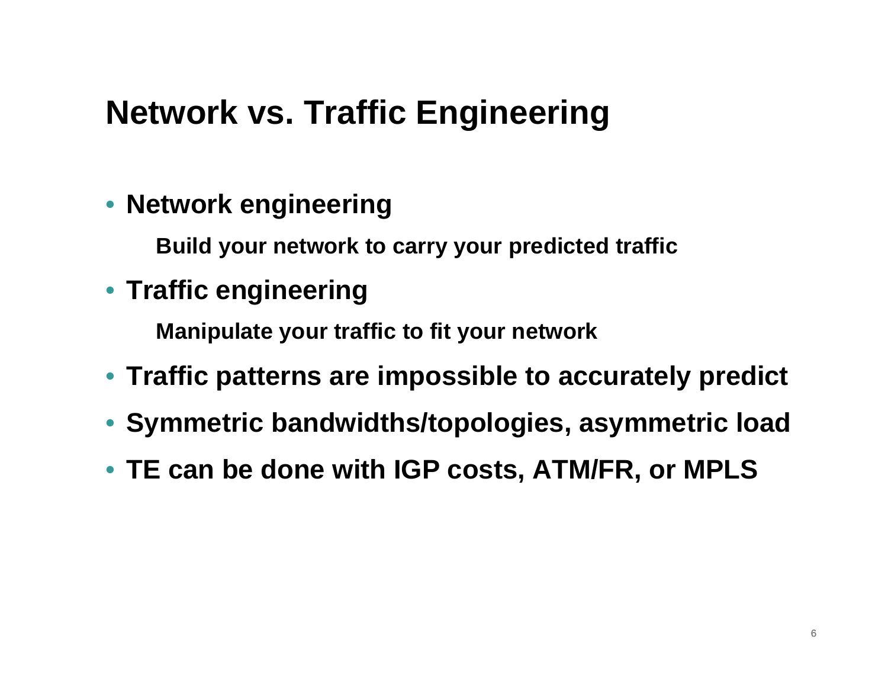# Network vs. Traffic Engineering

- **Network engineering**

  **Build your network to carry your predicted traffic**

- **Traffic engineering**

  **Manipulate your traffic to fit your network**

- **Traffic patterns are impossible to accurately predict**
- **Symmetric bandwidths/topologies, asymmetric load**
- **TE can be done with IGP costs, ATM/FR, or MPLS**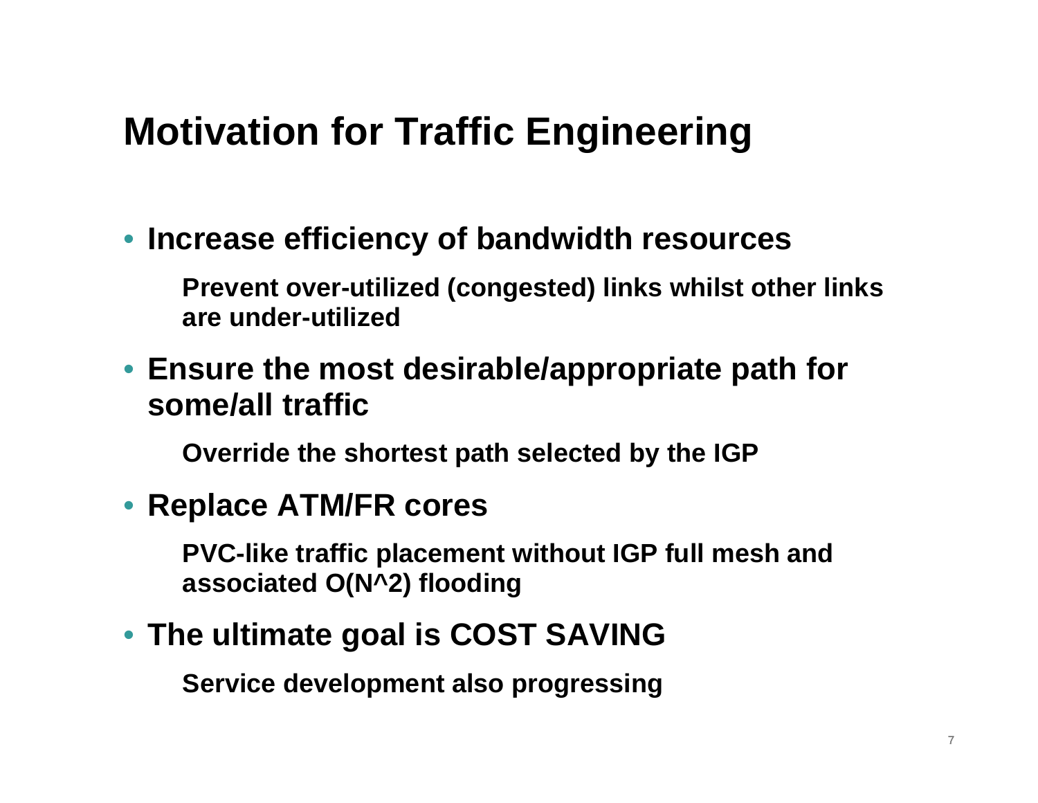# Motivation for Traffic Engineering

- **Increase efficiency of bandwidth resources**

  **Prevent over-utilized (congested) links whilst other links are under-utilized**

- **Ensure the most desirable/appropriate path for some/all traffic**

  **Override the shortest path selected by the IGP**

- **Replace ATM/FR cores**

  **PVC-like traffic placement without IGP full mesh and associated O(N^2) flooding**

- **The ultimate goal is COST SAVING**

  **Service development also progressing**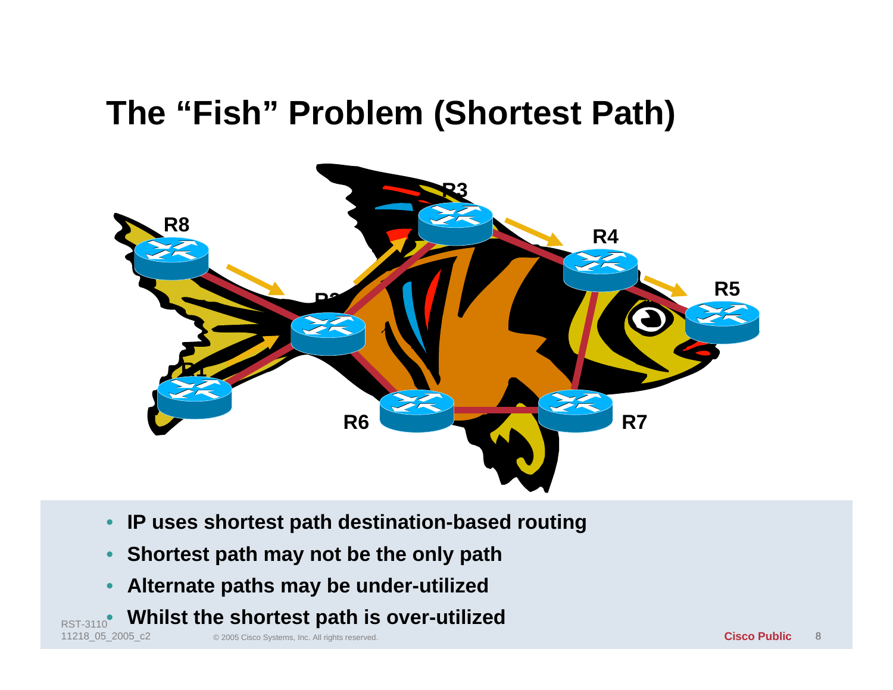# The “Fish” Problem (Shortest Path)

- IP uses shortest path destination-based routing
- Shortest path may not be the only path
- Alternate paths may be under-utilized
- Whilst the shortest path is over-utilized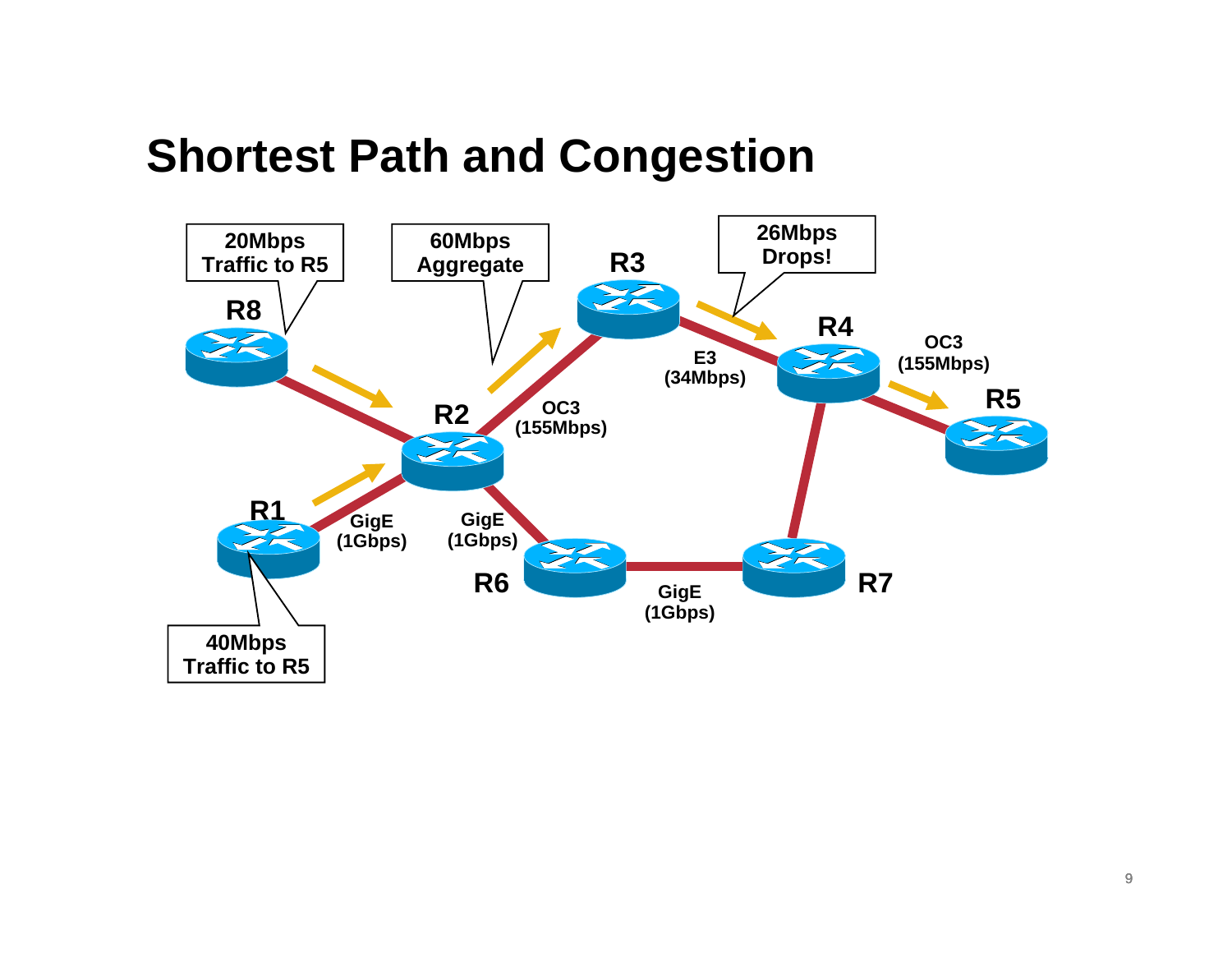# Shortest Path and Congestion

20Mbps Traffic to R5

60Mbps Aggregate

R3

26Mbps Drops!

R8

R4

OC3 (155Mbps)

E3 (34Mbps)

R2

OC3 (155Mbps)

R5

R1

GigE (1Gbps)

GigE (1Gbps)

R6

R7

GigE (1Gbps)

40Mbps Traffic to R5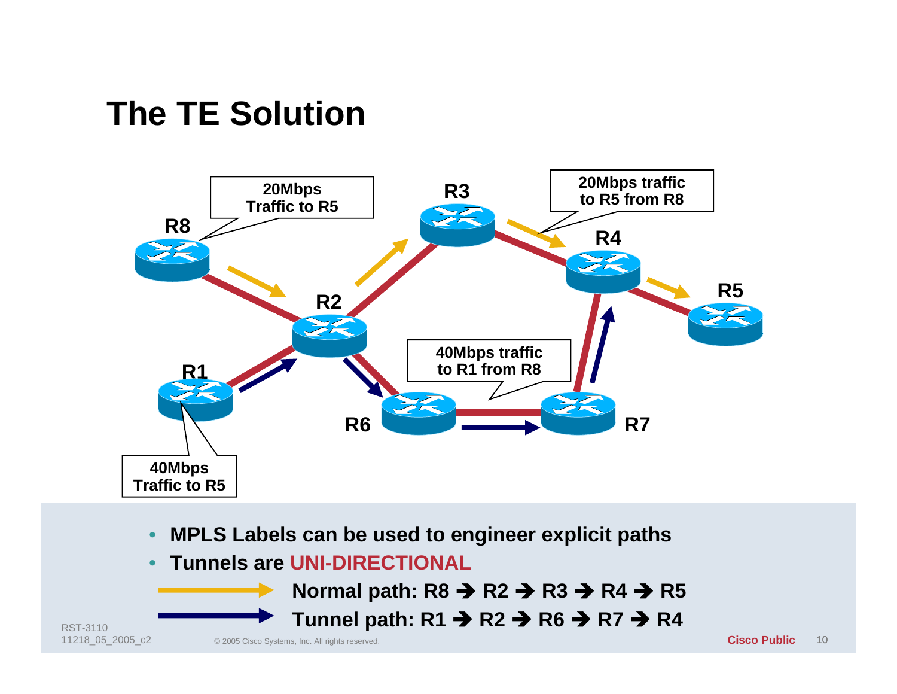# The TE Solution

R8

20Mbps Traffic to R5

R3

20Mbps traffic to R5 from R8

R4

R2

R5

R1

40Mbps traffic to R1 from R8

R6

R7

40Mbps Traffic to R5

- **MPLS Labels can be used to engineer explicit paths**
- **Tunnels are UNI-DIRECTIONAL**

**Normal path: R8 ➔ R2 ➔ R3 ➔ R4 ➔ R5**

**Tunnel path: R1 ➔ R2 ➔ R6 ➔ R7 ➔ R4**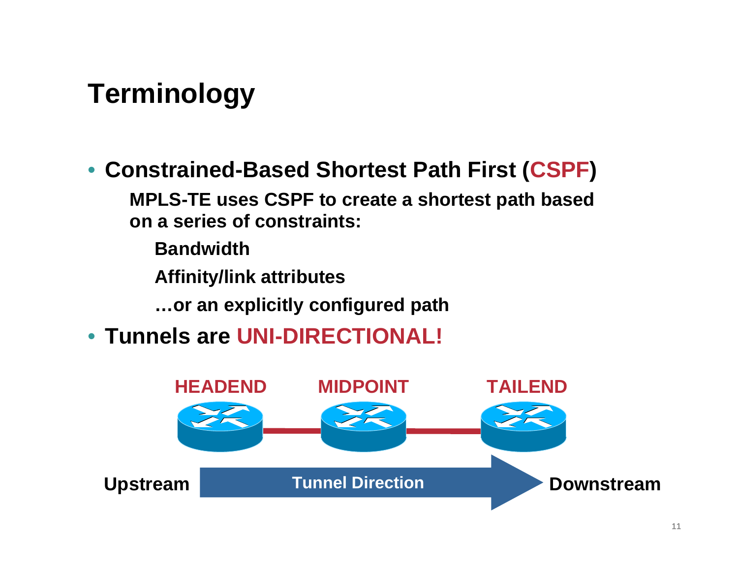# Terminology

- **Constrained-Based Shortest Path First (CSPF)**

  **MPLS-TE uses CSPF to create a shortest path based on a series of constraints:**

  - **Bandwidth**
  - **Affinity/link attributes**
  - **…or an explicitly configured path**

- **Tunnels are UNI-DIRECTIONAL!**

**HEADEND** — **MIDPOINT** — **TAILEND**

**Upstream** → **Tunnel Direction** → **Downstream**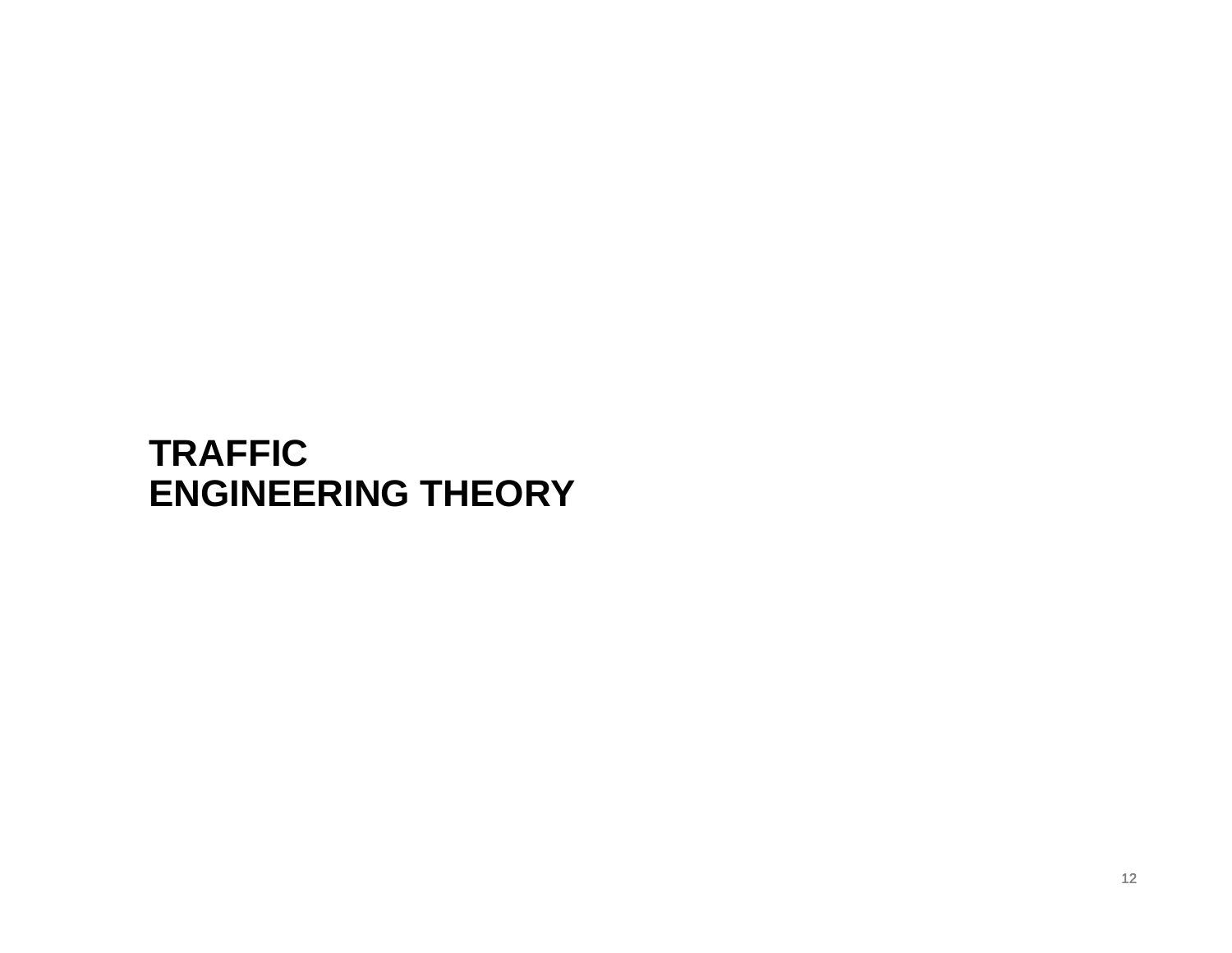# TRAFFIC ENGINEERING THEORY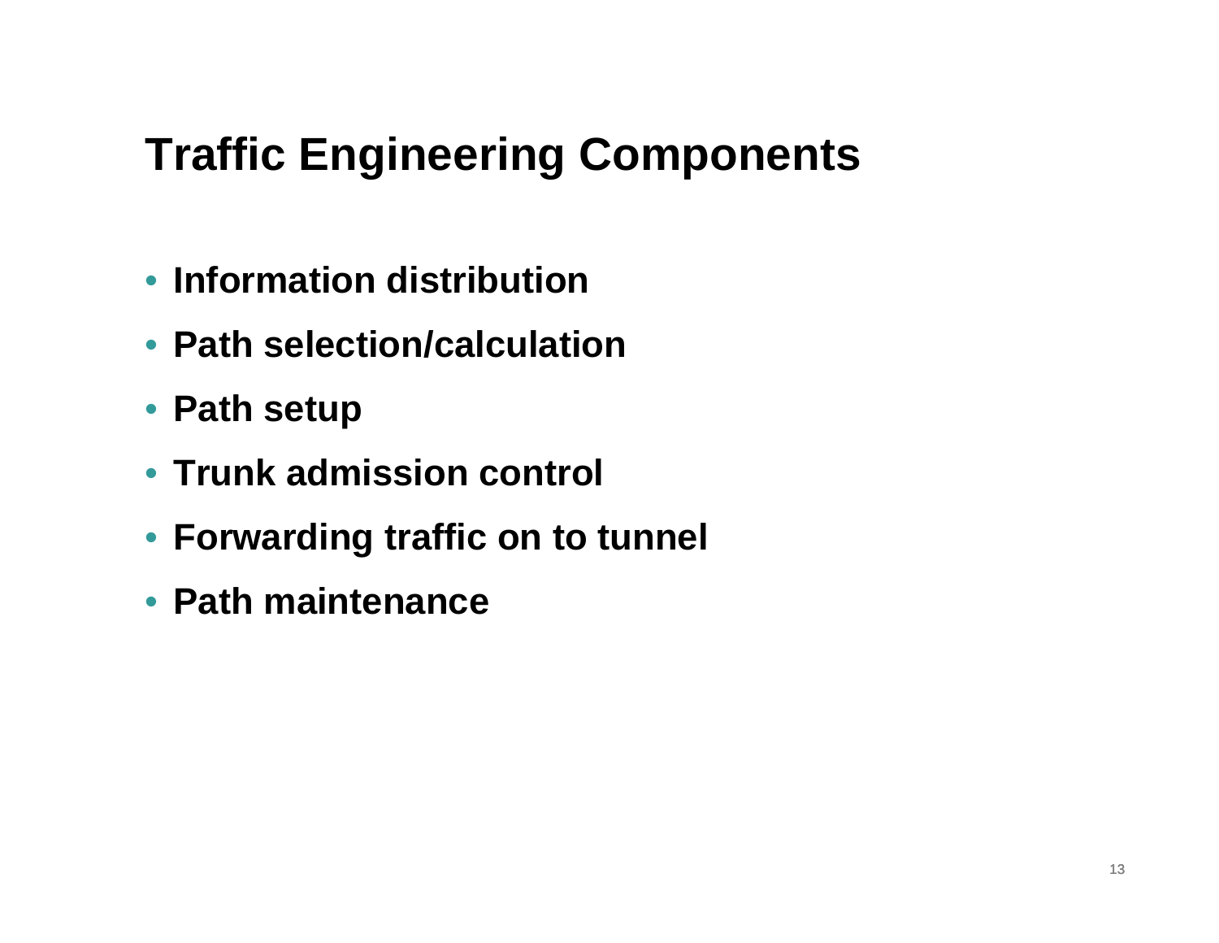# Traffic Engineering Components

- **Information distribution**
- **Path selection/calculation**
- **Path setup**
- **Trunk admission control**
- **Forwarding traffic on to tunnel**
- **Path maintenance**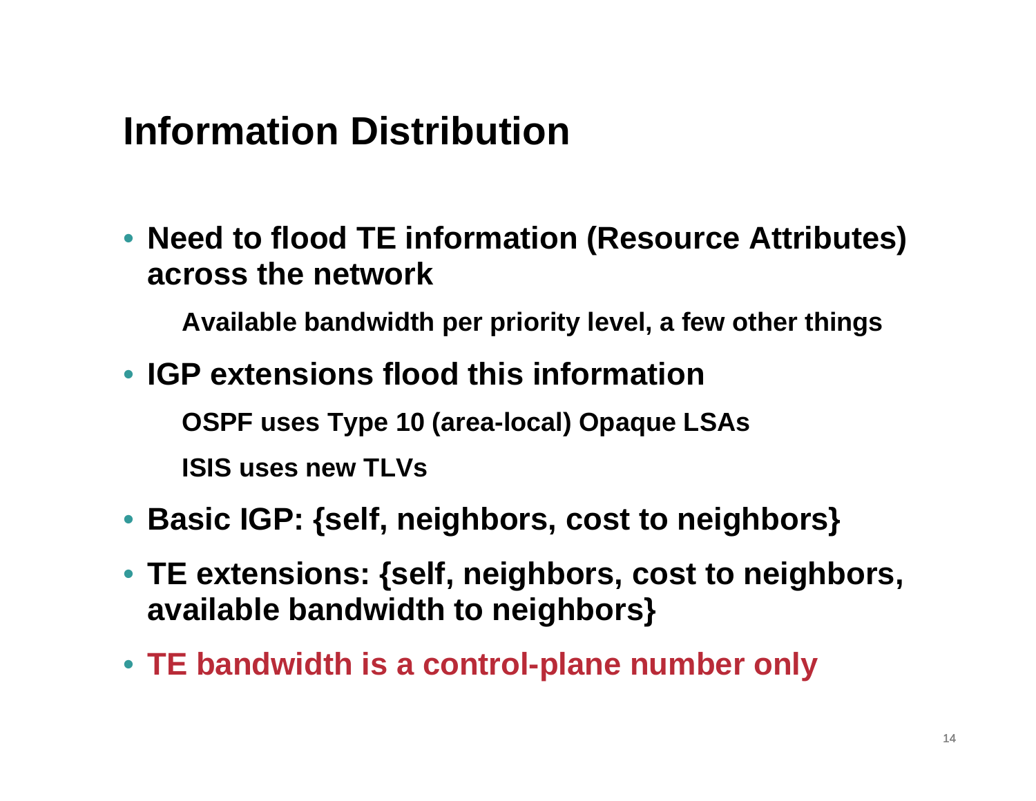# Information Distribution

- **Need to flood TE information (Resource Attributes) across the network**
  - **Available bandwidth per priority level, a few other things**
- **IGP extensions flood this information**
  - **OSPF uses Type 10 (area-local) Opaque LSAs**
  - **ISIS uses new TLVs**
- **Basic IGP: {self, neighbors, cost to neighbors}**
- **TE extensions: {self, neighbors, cost to neighbors, available bandwidth to neighbors}**
- **TE bandwidth is a control-plane number only**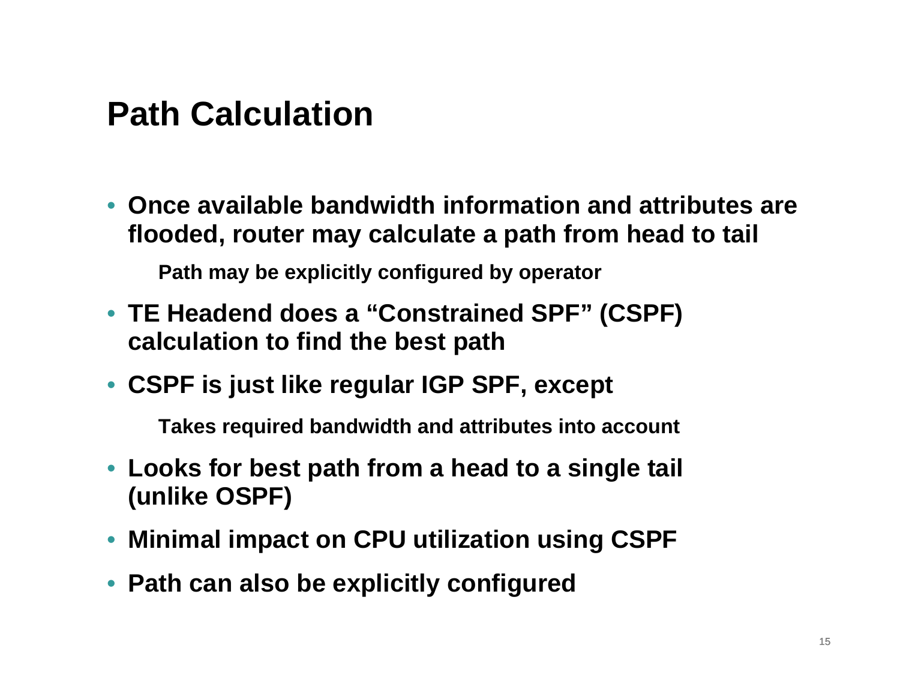# Path Calculation

- Once available bandwidth information and attributes are flooded, router may calculate a path from head to tail
  - Path may be explicitly configured by operator
- TE Headend does a “Constrained SPF” (CSPF) calculation to find the best path
- CSPF is just like regular IGP SPF, except
  - Takes required bandwidth and attributes into account
- Looks for best path from a head to a single tail (unlike OSPF)
- Minimal impact on CPU utilization using CSPF
- Path can also be explicitly configured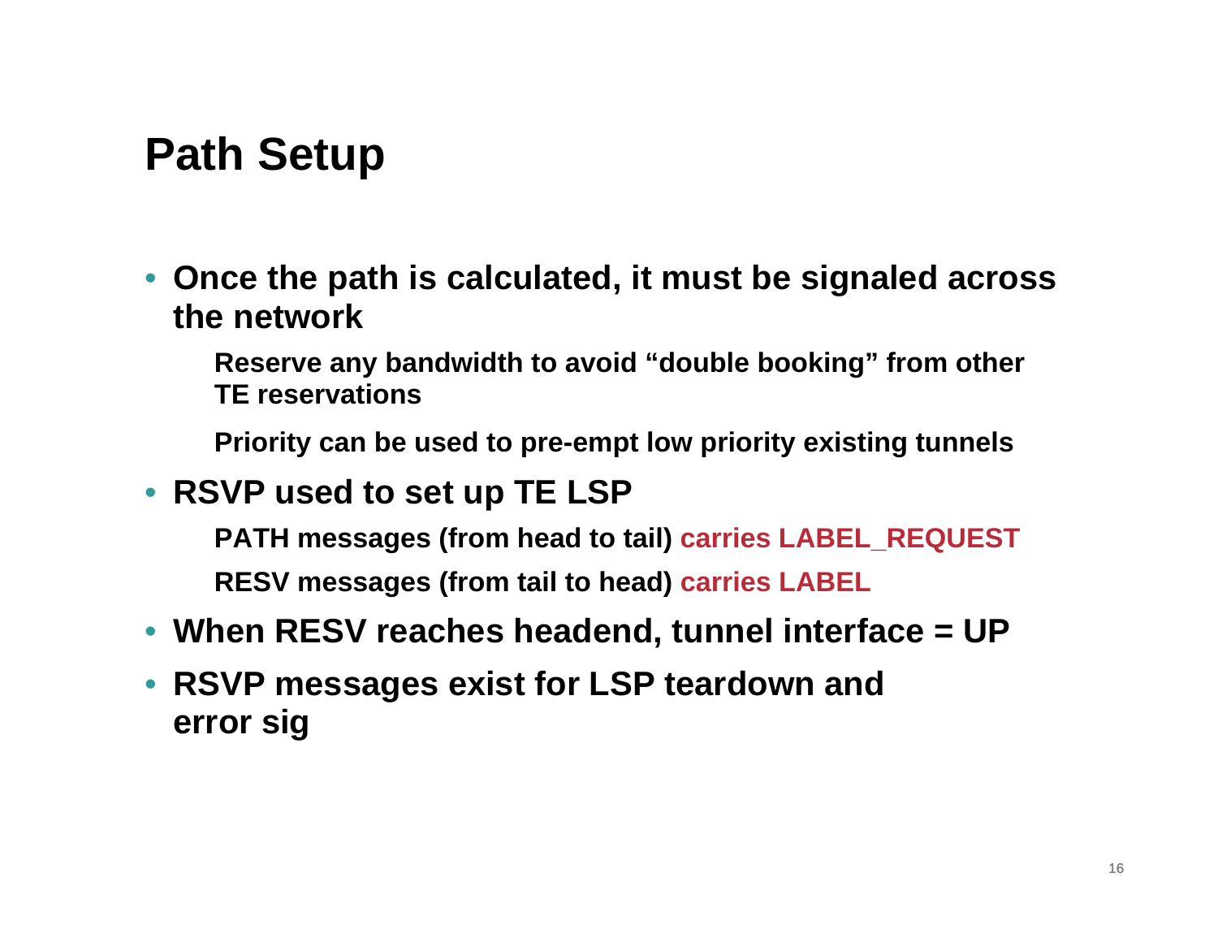# Path Setup

- **Once the path is calculated, it must be signaled across the network**
  - **Reserve any bandwidth to avoid "double booking" from other TE reservations**
  - **Priority can be used to pre-empt low priority existing tunnels**
- **RSVP used to set up TE LSP**
  - **PATH messages (from head to tail) carries LABEL_REQUEST**
  - **RESV messages (from tail to head) carries LABEL**
- **When RESV reaches headend, tunnel interface = UP**
- **RSVP messages exist for LSP teardown and error sig**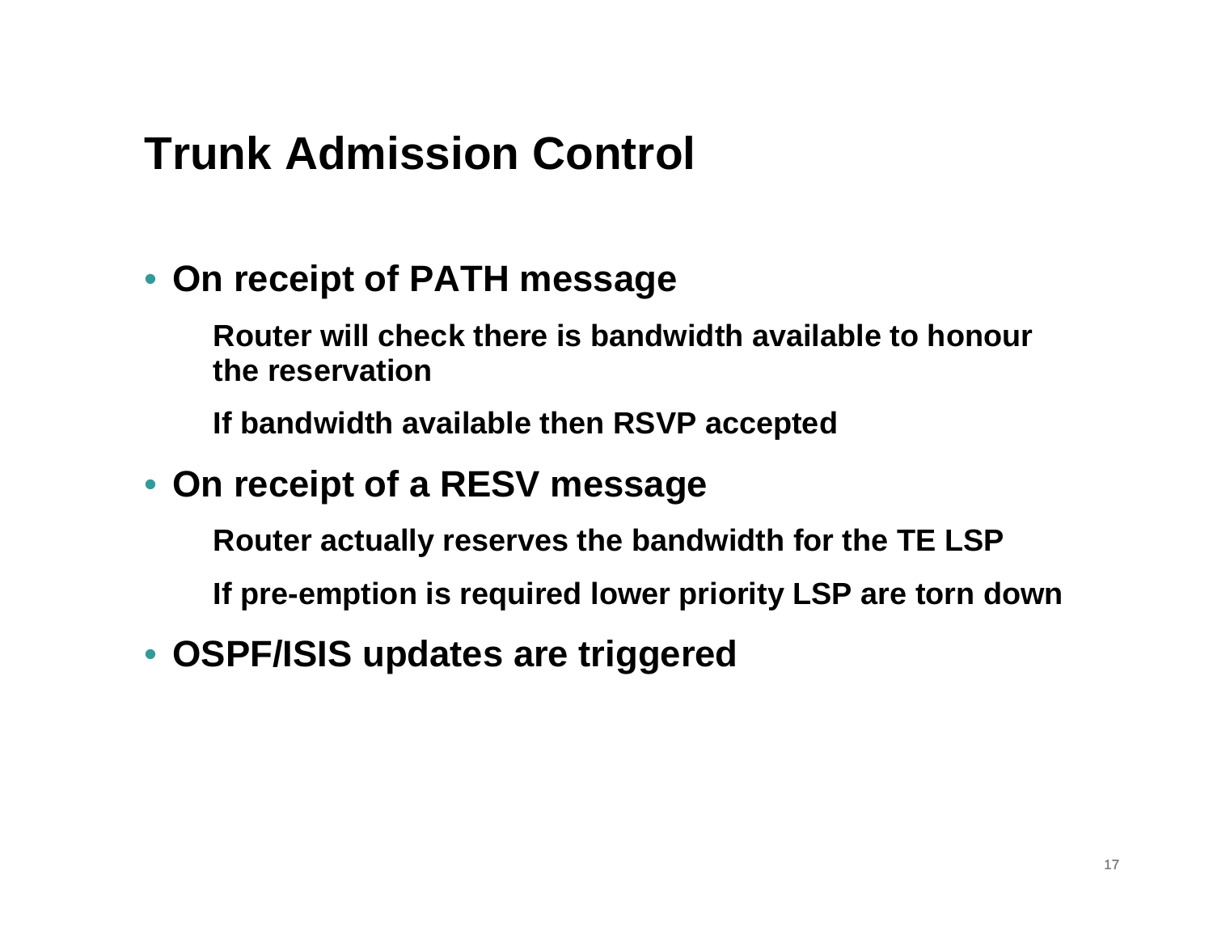# Trunk Admission Control

- **On receipt of PATH message**

  **Router will check there is bandwidth available to honour the reservation**

  **If bandwidth available then RSVP accepted**

- **On receipt of a RESV message**

  **Router actually reserves the bandwidth for the TE LSP**

  **If pre-emption is required lower priority LSP are torn down**

- **OSPF/ISIS updates are triggered**